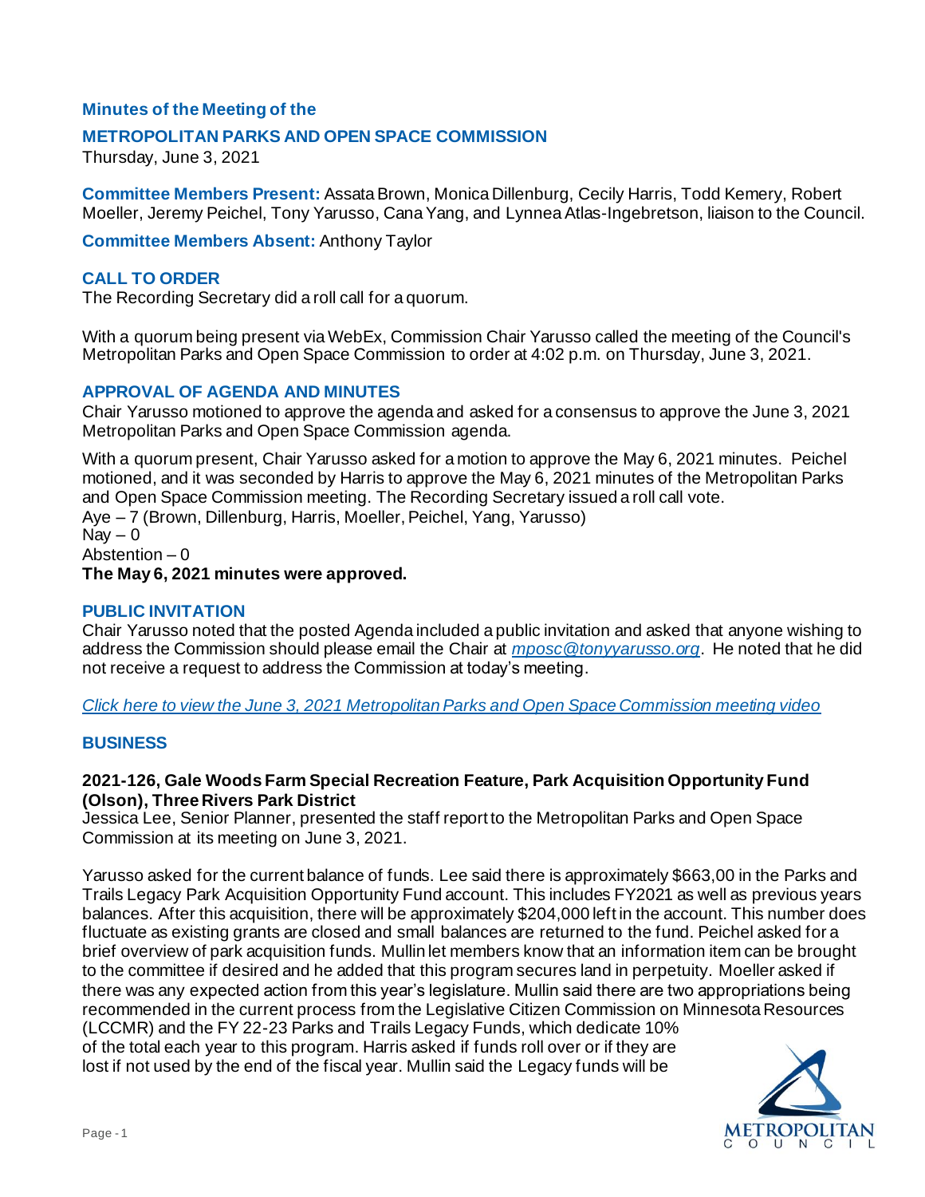**Minutes of the Meeting of the**

## METROPOLITAN PARKS AND OPEN SPACE COMMISSION

Thursday, June 3, 2021

**Committee Members Present:** Assata Brown, Monica Dillenburg, Cecily Harris, Todd Kemery, Robert Moeller, Jeremy Peichel, Tony Yarusso, Cana Yang, and Lynnea Atlas-Ingebretson, liaison to the Council.

**Committee Members Absent:** Anthony Taylor

### CALL TO ORDER

The Recording Secretary did a roll call for a quorum.

With a quorum being present via WebEx, Commission Chair Yarusso called the meeting of the Council's Metropolitan Parks and Open Space Commission to order at 4:02 p.m. on Thursday, June 3, 2021.

### APPROVAL OF AGENDA AND MINUTES

Chair Yarusso motioned to approve the agenda and asked for a consensus to approve the June 3, 2021 Metropolitan Parks and Open Space Commission agenda.

With a quorum present, Chair Yarusso asked for a motion to approve the May 6, 2021 minutes. Peichel motioned, and it was seconded by Harris to approve the May 6, 2021 minutes of the Metropolitan Parks and Open Space Commission meeting. The Recording Secretary issued a roll call vote.
Aye – 7 (Brown, Dillenburg, Harris, Moeller, Peichel, Yang, Yarusso)
Nay – 0
Abstention – 0
**The May 6, 2021 minutes were approved.**

### PUBLIC INVITATION

Chair Yarusso noted that the posted Agenda included a public invitation and asked that anyone wishing to address the Commission should please email the Chair at *mposc@tonyyarusso.org*. He noted that he did not receive a request to address the Commission at today's meeting.

*Click here to view the June 3, 2021 Metropolitan Parks and Open Space Commission meeting video*

### BUSINESS

**2021-126, Gale Woods Farm Special Recreation Feature, Park Acquisition Opportunity Fund (Olson), Three Rivers Park District**
Jessica Lee, Senior Planner, presented the staff report to the Metropolitan Parks and Open Space Commission at its meeting on June 3, 2021.

Yarusso asked for the current balance of funds. Lee said there is approximately $663,00 in the Parks and Trails Legacy Park Acquisition Opportunity Fund account. This includes FY2021 as well as previous years balances. After this acquisition, there will be approximately $204,000 left in the account. This number does fluctuate as existing grants are closed and small balances are returned to the fund. Peichel asked for a brief overview of park acquisition funds. Mullin let members know that an information item can be brought to the committee if desired and he added that this program secures land in perpetuity. Moeller asked if there was any expected action from this year's legislature. Mullin said there are two appropriations being recommended in the current process from the Legislative Citizen Commission on Minnesota Resources (LCCMR) and the FY 22-23 Parks and Trails Legacy Funds, which dedicate 10% of the total each year to this program. Harris asked if funds roll over or if they are lost if not used by the end of the fiscal year. Mullin said the Legacy funds will be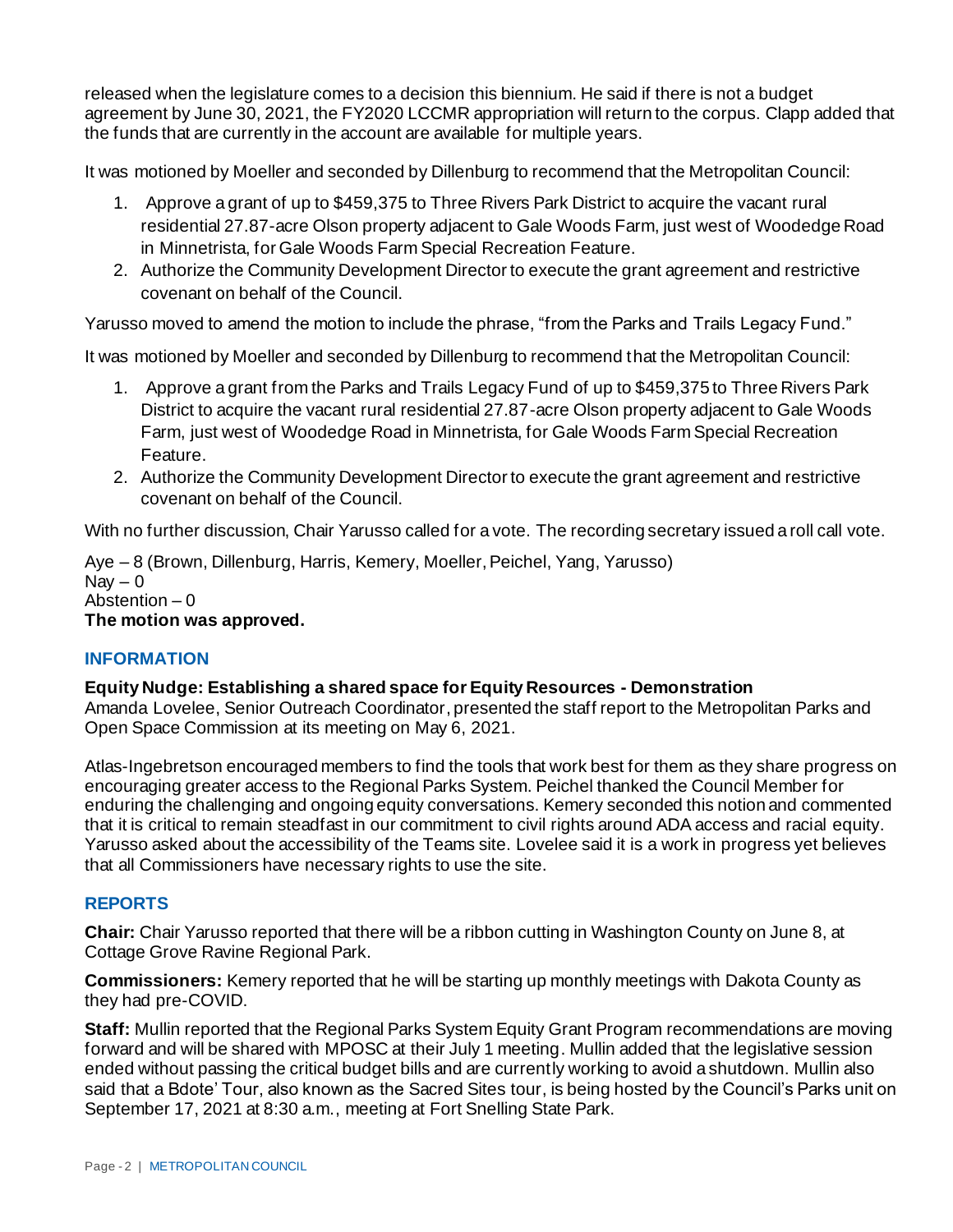released when the legislature comes to a decision this biennium. He said if there is not a budget agreement by June 30, 2021, the FY2020 LCCMR appropriation will return to the corpus. Clapp added that the funds that are currently in the account are available for multiple years.

It was motioned by Moeller and seconded by Dillenburg to recommend that the Metropolitan Council:

1. Approve a grant of up to $459,375 to Three Rivers Park District to acquire the vacant rural residential 27.87-acre Olson property adjacent to Gale Woods Farm, just west of Woodedge Road in Minnetrista, for Gale Woods Farm Special Recreation Feature.
2. Authorize the Community Development Director to execute the grant agreement and restrictive covenant on behalf of the Council.

Yarusso moved to amend the motion to include the phrase, "from the Parks and Trails Legacy Fund."

It was motioned by Moeller and seconded by Dillenburg to recommend that the Metropolitan Council:

1. Approve a grant from the Parks and Trails Legacy Fund of up to $459,375 to Three Rivers Park District to acquire the vacant rural residential 27.87-acre Olson property adjacent to Gale Woods Farm, just west of Woodedge Road in Minnetrista, for Gale Woods Farm Special Recreation Feature.
2. Authorize the Community Development Director to execute the grant agreement and restrictive covenant on behalf of the Council.

With no further discussion, Chair Yarusso called for a vote. The recording secretary issued a roll call vote.

Aye – 8 (Brown, Dillenburg, Harris, Kemery, Moeller, Peichel, Yang, Yarusso)
Nay – 0
Abstention – 0
**The motion was approved.**

## INFORMATION

**Equity Nudge: Establishing a shared space for Equity Resources - Demonstration**
Amanda Lovelee, Senior Outreach Coordinator, presented the staff report to the Metropolitan Parks and Open Space Commission at its meeting on May 6, 2021.

Atlas-Ingebretson encouraged members to find the tools that work best for them as they share progress on encouraging greater access to the Regional Parks System. Peichel thanked the Council Member for enduring the challenging and ongoing equity conversations. Kemery seconded this notion and commented that it is critical to remain steadfast in our commitment to civil rights around ADA access and racial equity. Yarusso asked about the accessibility of the Teams site. Lovelee said it is a work in progress yet believes that all Commissioners have necessary rights to use the site.

## REPORTS

**Chair:** Chair Yarusso reported that there will be a ribbon cutting in Washington County on June 8, at Cottage Grove Ravine Regional Park.

**Commissioners:** Kemery reported that he will be starting up monthly meetings with Dakota County as they had pre-COVID.

**Staff:** Mullin reported that the Regional Parks System Equity Grant Program recommendations are moving forward and will be shared with MPOSC at their July 1 meeting. Mullin added that the legislative session ended without passing the critical budget bills and are currently working to avoid a shutdown. Mullin also said that a Bdote' Tour, also known as the Sacred Sites tour, is being hosted by the Council's Parks unit on September 17, 2021 at 8:30 a.m., meeting at Fort Snelling State Park.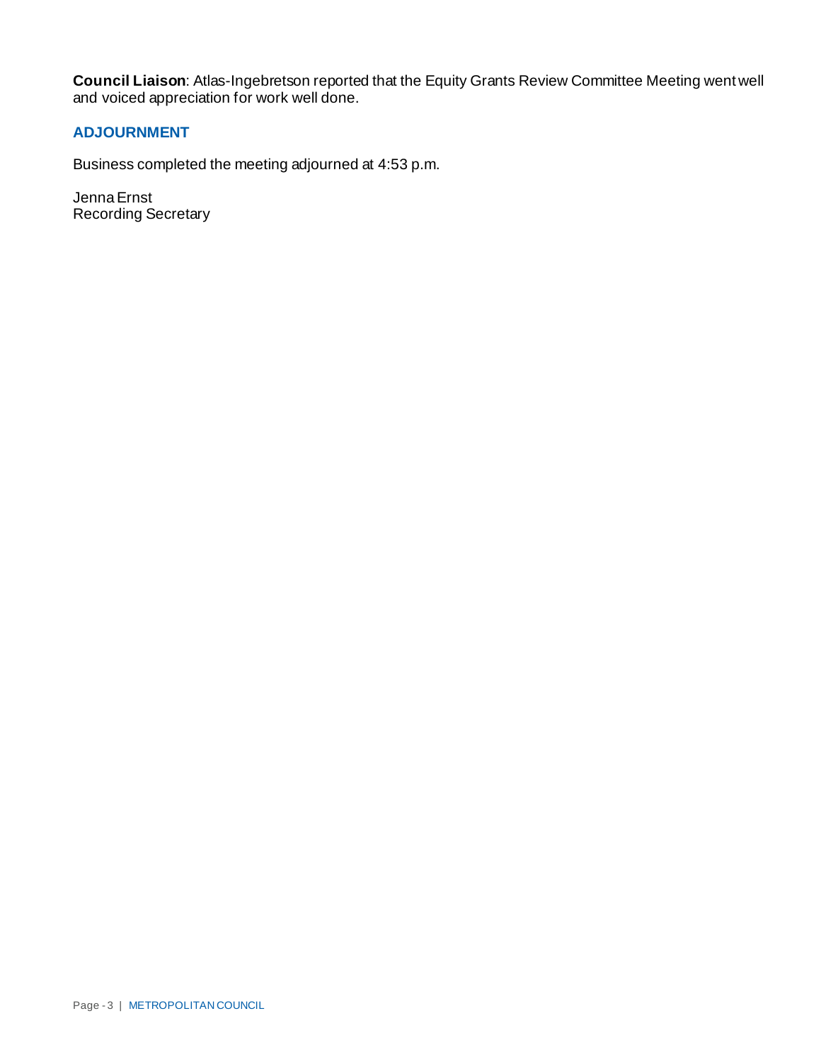**Council Liaison**: Atlas-Ingebretson reported that the Equity Grants Review Committee Meeting went well and voiced appreciation for work well done.

## ADJOURNMENT

Business completed the meeting adjourned at 4:53 p.m.

Jenna Ernst
Recording Secretary